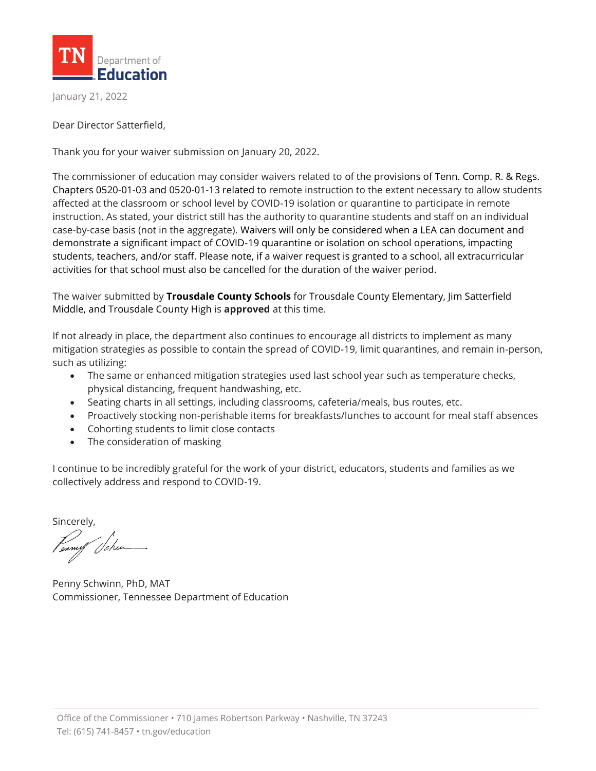TN Department of Education

January 21, 2022

Dear Director Satterfield,

Thank you for your waiver submission on January 20, 2022.

The commissioner of education may consider waivers related to of the provisions of Tenn. Comp. R. & Regs. Chapters 0520-01-03 and 0520-01-13 related to remote instruction to the extent necessary to allow students affected at the classroom or school level by COVID-19 isolation or quarantine to participate in remote instruction. As stated, your district still has the authority to quarantine students and staff on an individual case-by-case basis (not in the aggregate). Waivers will only be considered when a LEA can document and demonstrate a significant impact of COVID-19 quarantine or isolation on school operations, impacting students, teachers, and/or staff. Please note, if a waiver request is granted to a school, all extracurricular activities for that school must also be cancelled for the duration of the waiver period.

The waiver submitted by **Trousdale County Schools** for Trousdale County Elementary, Jim Satterfield Middle, and Trousdale County High is **approved** at this time.

If not already in place, the department also continues to encourage all districts to implement as many mitigation strategies as possible to contain the spread of COVID-19, limit quarantines, and remain in-person, such as utilizing:

- The same or enhanced mitigation strategies used last school year such as temperature checks, physical distancing, frequent handwashing, etc.
- Seating charts in all settings, including classrooms, cafeteria/meals, bus routes, etc.
- Proactively stocking non-perishable items for breakfasts/lunches to account for meal staff absences
- Cohorting students to limit close contacts
- The consideration of masking

I continue to be incredibly grateful for the work of your district, educators, students and families as we collectively address and respond to COVID-19.

Sincerely,

Penny Schwinn, PhD, MAT
Commissioner, Tennessee Department of Education

Office of the Commissioner • 710 James Robertson Parkway • Nashville, TN 37243
Tel: (615) 741-8457 • tn.gov/education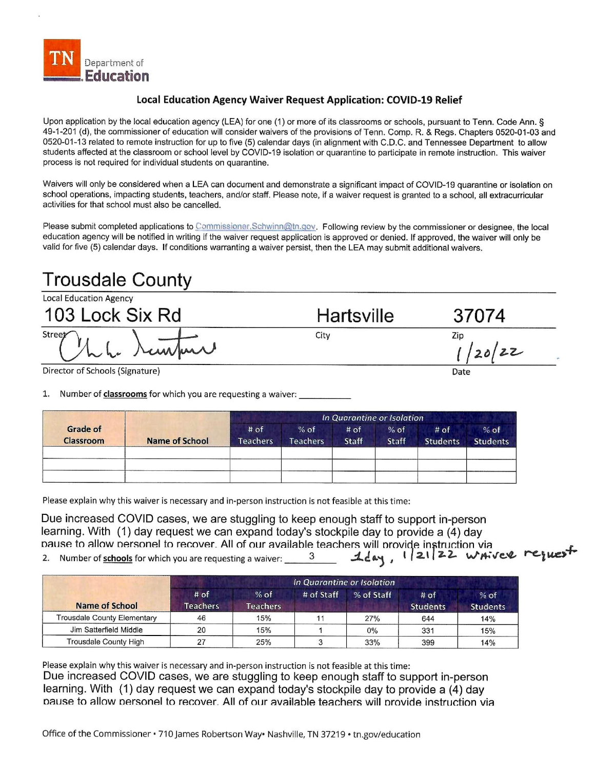**TN Department of Education**

## Local Education Agency Waiver Request Application: COVID-19 Relief

Upon application by the local education agency (LEA) for one (1) or more of its classrooms or schools, pursuant to Tenn. Code Ann. § 49-1-201 (d), the commissioner of education will consider waivers of the provisions of Tenn. Comp. R. & Regs. Chapters 0520-01-03 and 0520-01-13 related to remote instruction for up to five (5) calendar days (in alignment with C.D.C. and Tennessee Department to allow students affected at the classroom or school level by COVID-19 isolation or quarantine to participate in remote instruction. This waiver process is not required for individual students on quarantine.

Waivers will only be considered when a LEA can document and demonstrate a significant impact of COVID-19 quarantine or isolation on school operations, impacting students, teachers, and/or staff. Please note, if a waiver request is granted to a school, all extracurricular activities for that school must also be cancelled.

Please submit completed applications to Commissioner.Schwinn@tn.gov. Following review by the commissioner or designee, the local education agency will be notified in writing if the waiver request application is approved or denied. If approved, the waiver will only be valid for five (5) calendar days. If conditions warranting a waiver persist, then the LEA may submit additional waivers.

Trousdale County
Local Education Agency

103 Lock Six Rd | Hartsville | 37074
Street | City | Zip

[Signature] | 1/20/22
Director of Schools (Signature) | Date

1. Number of **classrooms** for which you are requesting a waiver: __________

| Grade of Classroom | Name of School | In Quarantine or Isolation | | | | | |
|---|---|---|---|---|---|---|---|
| | | # of Teachers | % of Teachers | # of Staff | % of Staff | # of Students | % of Students |
| | | | | | | | |
| | | | | | | | |
| | | | | | | | |

Please explain why this waiver is necessary and in-person instruction is not feasible at this time:

Due increased COVID cases, we are stuggling to keep enough staff to support in-person learning. With (1) day request we can expand today's stockpile day to provide a (4) day pause to allow personel to recover. All of our available teachers will provide instruction via

2. Number of **schools** for which you are requesting a waiver: 3 1day, 1/21/22 waiver request

| Name of School | In Quarantine or Isolation | | | | | |
|---|---|---|---|---|---|---|
| | # of Teachers | % of Teachers | # of Staff | % of Staff | # of Students | % of Students |
| Trousdale County Elementary | 46 | 15% | 11 | 27% | 644 | 14% |
| Jim Satterfield Middle | 20 | 15% | 1 | 0% | 331 | 15% |
| Trousdale County High | 27 | 25% | 3 | 33% | 399 | 14% |

Please explain why this waiver is necessary and in-person instruction is not feasible at this time:

Due increased COVID cases, we are stuggling to keep enough staff to support in-person learning. With (1) day request we can expand today's stockpile day to provide a (4) day pause to allow personel to recover. All of our available teachers will provide instruction via

Office of the Commissioner • 710 James Robertson Way• Nashville, TN 37219 • tn.gov/education